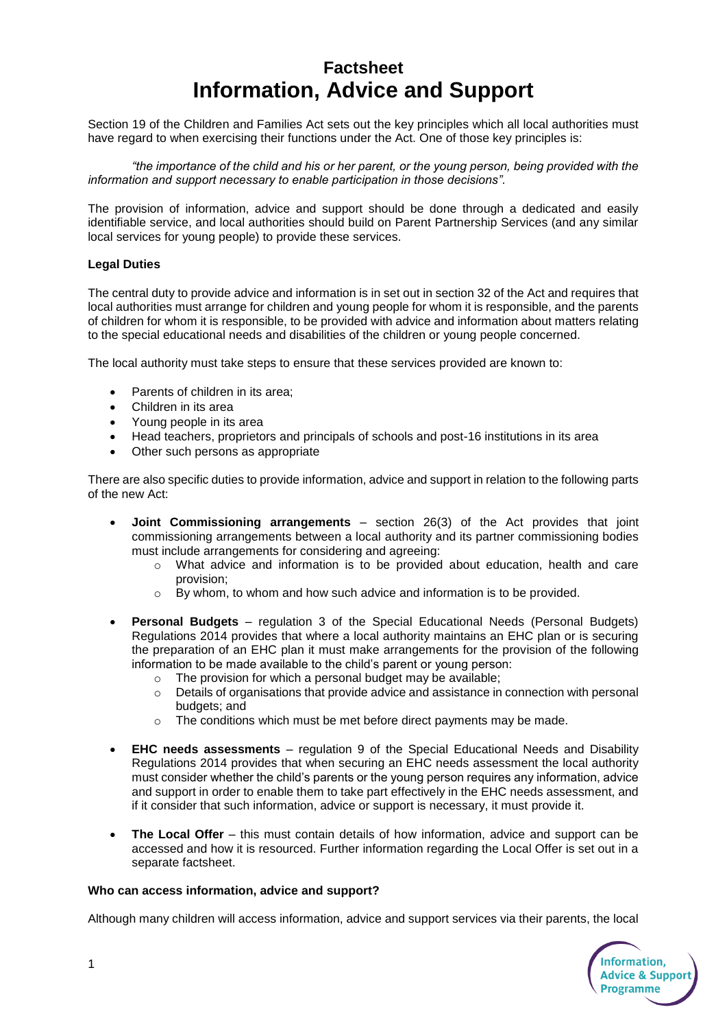# Factsheet
# Information, Advice and Support

Section 19 of the Children and Families Act sets out the key principles which all local authorities must have regard to when exercising their functions under the Act. One of those key principles is:

*"the importance of the child and his or her parent, or the young person, being provided with the information and support necessary to enable participation in those decisions"*.

The provision of information, advice and support should be done through a dedicated and easily identifiable service, and local authorities should build on Parent Partnership Services (and any similar local services for young people) to provide these services.

**Legal Duties**

The central duty to provide advice and information is in set out in section 32 of the Act and requires that local authorities must arrange for children and young people for whom it is responsible, and the parents of children for whom it is responsible, to be provided with advice and information about matters relating to the special educational needs and disabilities of the children or young people concerned.

The local authority must take steps to ensure that these services provided are known to:

- Parents of children in its area;
- Children in its area
- Young people in its area
- Head teachers, proprietors and principals of schools and post-16 institutions in its area
- Other such persons as appropriate

There are also specific duties to provide information, advice and support in relation to the following parts of the new Act:

- **Joint Commissioning arrangements** – section 26(3) of the Act provides that joint commissioning arrangements between a local authority and its partner commissioning bodies must include arrangements for considering and agreeing:
  - What advice and information is to be provided about education, health and care provision;
  - By whom, to whom and how such advice and information is to be provided.

- **Personal Budgets** – regulation 3 of the Special Educational Needs (Personal Budgets) Regulations 2014 provides that where a local authority maintains an EHC plan or is securing the preparation of an EHC plan it must make arrangements for the provision of the following information to be made available to the child's parent or young person:
  - The provision for which a personal budget may be available;
  - Details of organisations that provide advice and assistance in connection with personal budgets; and
  - The conditions which must be met before direct payments may be made.

- **EHC needs assessments** – regulation 9 of the Special Educational Needs and Disability Regulations 2014 provides that when securing an EHC needs assessment the local authority must consider whether the child's parents or the young person requires any information, advice and support in order to enable them to take part effectively in the EHC needs assessment, and if it consider that such information, advice or support is necessary, it must provide it.

- **The Local Offer** – this must contain details of how information, advice and support can be accessed and how it is resourced. Further information regarding the Local Offer is set out in a separate factsheet.

**Who can access information, advice and support?**

Although many children will access information, advice and support services via their parents, the local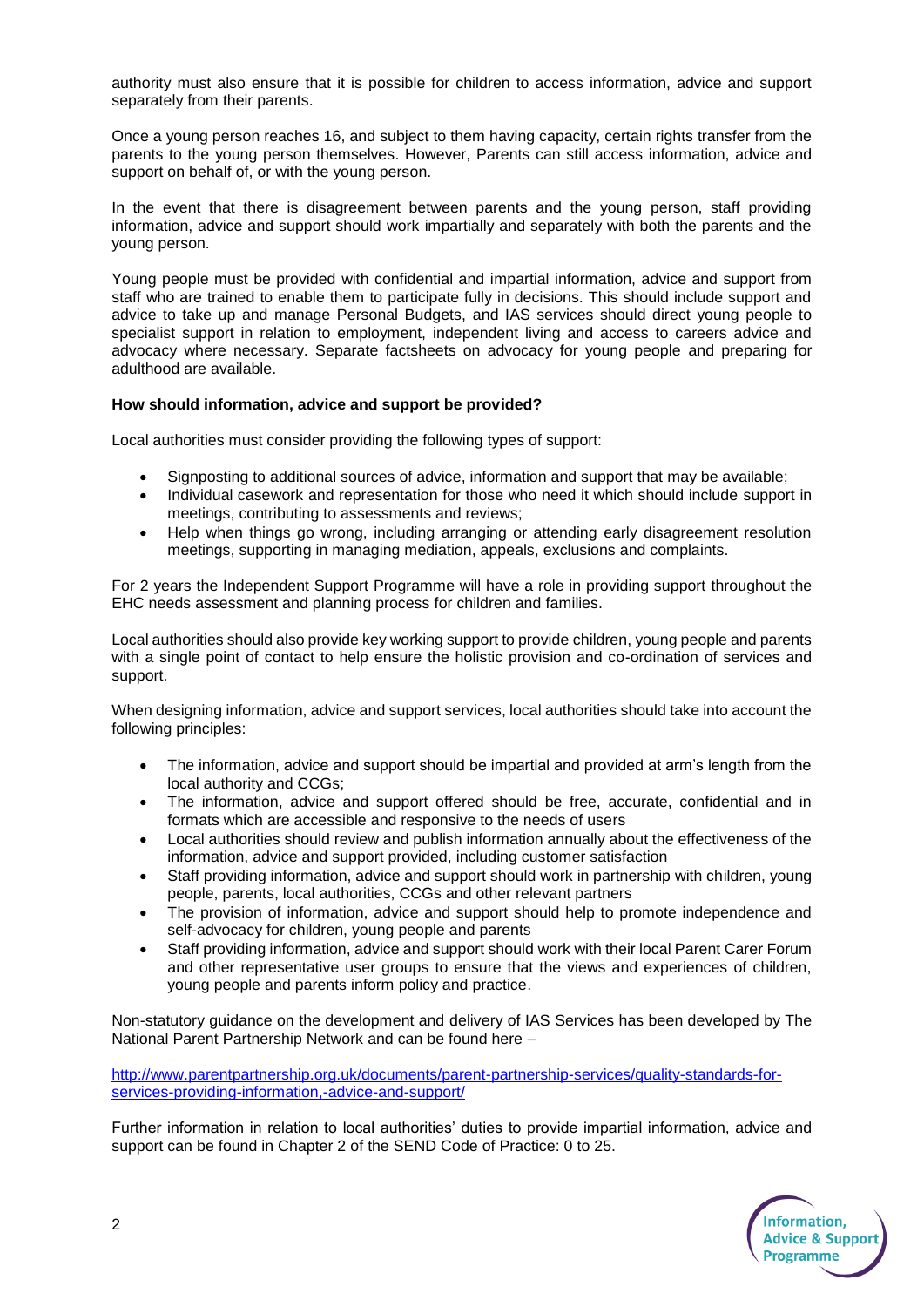authority must also ensure that it is possible for children to access information, advice and support separately from their parents.

Once a young person reaches 16, and subject to them having capacity, certain rights transfer from the parents to the young person themselves. However, Parents can still access information, advice and support on behalf of, or with the young person.

In the event that there is disagreement between parents and the young person, staff providing information, advice and support should work impartially and separately with both the parents and the young person.

Young people must be provided with confidential and impartial information, advice and support from staff who are trained to enable them to participate fully in decisions. This should include support and advice to take up and manage Personal Budgets, and IAS services should direct young people to specialist support in relation to employment, independent living and access to careers advice and advocacy where necessary. Separate factsheets on advocacy for young people and preparing for adulthood are available.

**How should information, advice and support be provided?**

Local authorities must consider providing the following types of support:

- Signposting to additional sources of advice, information and support that may be available;
- Individual casework and representation for those who need it which should include support in meetings, contributing to assessments and reviews;
- Help when things go wrong, including arranging or attending early disagreement resolution meetings, supporting in managing mediation, appeals, exclusions and complaints.

For 2 years the Independent Support Programme will have a role in providing support throughout the EHC needs assessment and planning process for children and families.

Local authorities should also provide key working support to provide children, young people and parents with a single point of contact to help ensure the holistic provision and co-ordination of services and support.

When designing information, advice and support services, local authorities should take into account the following principles:

- The information, advice and support should be impartial and provided at arm's length from the local authority and CCGs;
- The information, advice and support offered should be free, accurate, confidential and in formats which are accessible and responsive to the needs of users
- Local authorities should review and publish information annually about the effectiveness of the information, advice and support provided, including customer satisfaction
- Staff providing information, advice and support should work in partnership with children, young people, parents, local authorities, CCGs and other relevant partners
- The provision of information, advice and support should help to promote independence and self-advocacy for children, young people and parents
- Staff providing information, advice and support should work with their local Parent Carer Forum and other representative user groups to ensure that the views and experiences of children, young people and parents inform policy and practice.

Non-statutory guidance on the development and delivery of IAS Services has been developed by The National Parent Partnership Network and can be found here –

[http://www.parentpartnership.org.uk/documents/parent-partnership-services/quality-standards-for-services-providing-information,-advice-and-support/](http://www.parentpartnership.org.uk/documents/parent-partnership-services/quality-standards-for-services-providing-information,-advice-and-support/)

Further information in relation to local authorities' duties to provide impartial information, advice and support can be found in Chapter 2 of the SEND Code of Practice: 0 to 25.